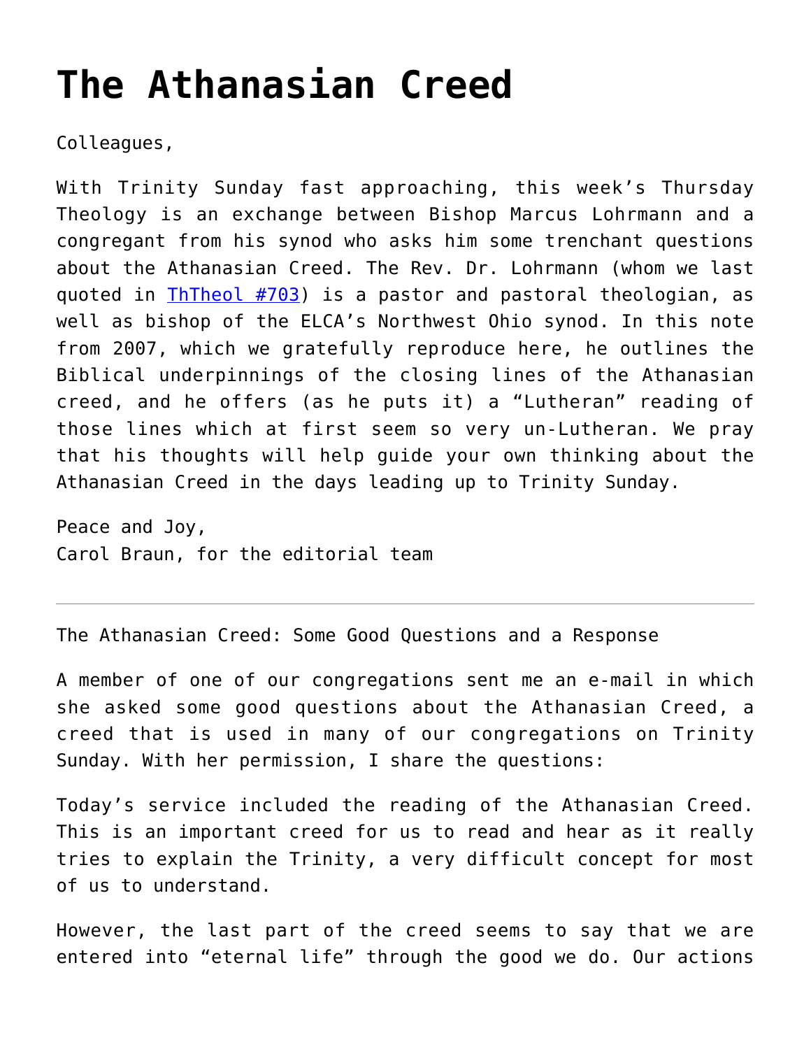# The Athanasian Creed

Colleagues,

With Trinity Sunday fast approaching, this week's Thursday Theology is an exchange between Bishop Marcus Lohrmann and a congregant from his synod who asks him some trenchant questions about the Athanasian Creed. The Rev. Dr. Lohrmann (whom we last quoted in ThTheol #703) is a pastor and pastoral theologian, as well as bishop of the ELCA's Northwest Ohio synod. In this note from 2007, which we gratefully reproduce here, he outlines the Biblical underpinnings of the closing lines of the Athanasian creed, and he offers (as he puts it) a "Lutheran" reading of those lines which at first seem so very un-Lutheran. We pray that his thoughts will help guide your own thinking about the Athanasian Creed in the days leading up to Trinity Sunday.

Peace and Joy,
Carol Braun, for the editorial team

---

The Athanasian Creed: Some Good Questions and a Response

A member of one of our congregations sent me an e-mail in which she asked some good questions about the Athanasian Creed, a creed that is used in many of our congregations on Trinity Sunday. With her permission, I share the questions:

Today's service included the reading of the Athanasian Creed. This is an important creed for us to read and hear as it really tries to explain the Trinity, a very difficult concept for most of us to understand.

However, the last part of the creed seems to say that we are entered into "eternal life" through the good we do. Our actions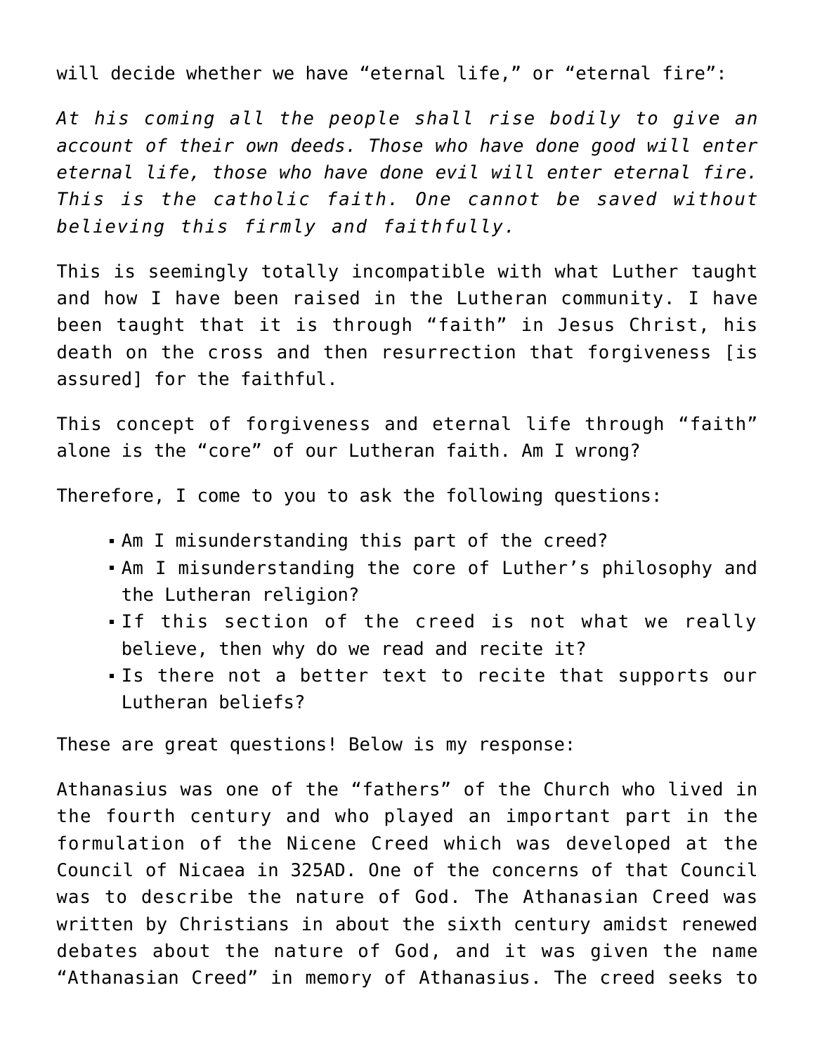will decide whether we have “eternal life,” or “eternal fire”:

*At his coming all the people shall rise bodily to give an account of their own deeds. Those who have done good will enter eternal life, those who have done evil will enter eternal fire. This is the catholic faith. One cannot be saved without believing this firmly and faithfully.*

This is seemingly totally incompatible with what Luther taught and how I have been raised in the Lutheran community. I have been taught that it is through “faith” in Jesus Christ, his death on the cross and then resurrection that forgiveness [is assured] for the faithful.

This concept of forgiveness and eternal life through “faith” alone is the “core” of our Lutheran faith. Am I wrong?

Therefore, I come to you to ask the following questions:

- Am I misunderstanding this part of the creed?
- Am I misunderstanding the core of Luther’s philosophy and the Lutheran religion?
- If this section of the creed is not what we really believe, then why do we read and recite it?
- Is there not a better text to recite that supports our Lutheran beliefs?

These are great questions! Below is my response:

Athanasius was one of the “fathers” of the Church who lived in the fourth century and who played an important part in the formulation of the Nicene Creed which was developed at the Council of Nicaea in 325AD. One of the concerns of that Council was to describe the nature of God. The Athanasian Creed was written by Christians in about the sixth century amidst renewed debates about the nature of God, and it was given the name “Athanasian Creed” in memory of Athanasius. The creed seeks to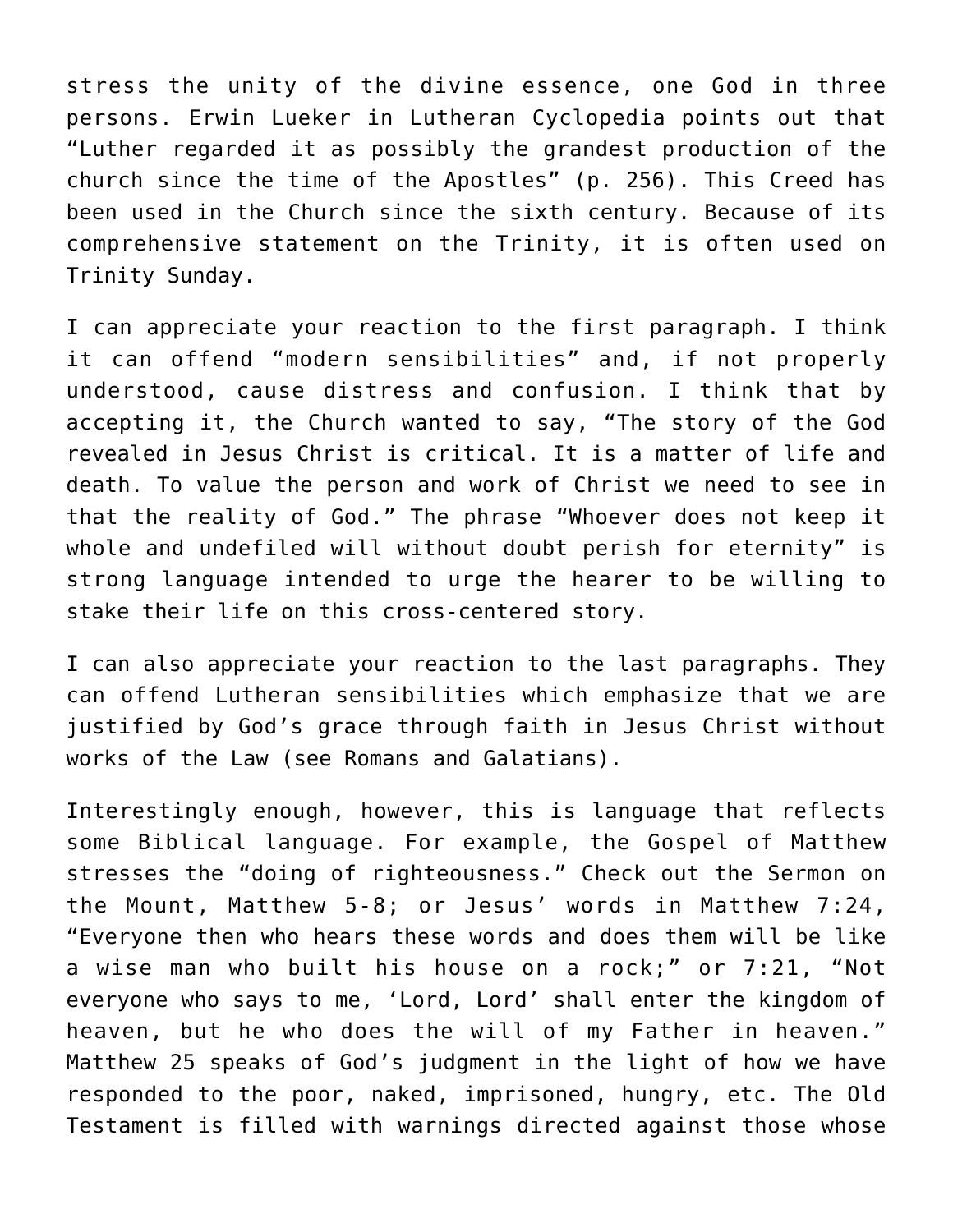stress the unity of the divine essence, one God in three persons. Erwin Lueker in Lutheran Cyclopedia points out that "Luther regarded it as possibly the grandest production of the church since the time of the Apostles" (p. 256). This Creed has been used in the Church since the sixth century. Because of its comprehensive statement on the Trinity, it is often used on Trinity Sunday.

I can appreciate your reaction to the first paragraph. I think it can offend "modern sensibilities" and, if not properly understood, cause distress and confusion. I think that by accepting it, the Church wanted to say, "The story of the God revealed in Jesus Christ is critical. It is a matter of life and death. To value the person and work of Christ we need to see in that the reality of God." The phrase "Whoever does not keep it whole and undefiled will without doubt perish for eternity" is strong language intended to urge the hearer to be willing to stake their life on this cross-centered story.

I can also appreciate your reaction to the last paragraphs. They can offend Lutheran sensibilities which emphasize that we are justified by God's grace through faith in Jesus Christ without works of the Law (see Romans and Galatians).

Interestingly enough, however, this is language that reflects some Biblical language. For example, the Gospel of Matthew stresses the "doing of righteousness." Check out the Sermon on the Mount, Matthew 5-8; or Jesus' words in Matthew 7:24, "Everyone then who hears these words and does them will be like a wise man who built his house on a rock;" or 7:21, "Not everyone who says to me, 'Lord, Lord' shall enter the kingdom of heaven, but he who does the will of my Father in heaven." Matthew 25 speaks of God's judgment in the light of how we have responded to the poor, naked, imprisoned, hungry, etc. The Old Testament is filled with warnings directed against those whose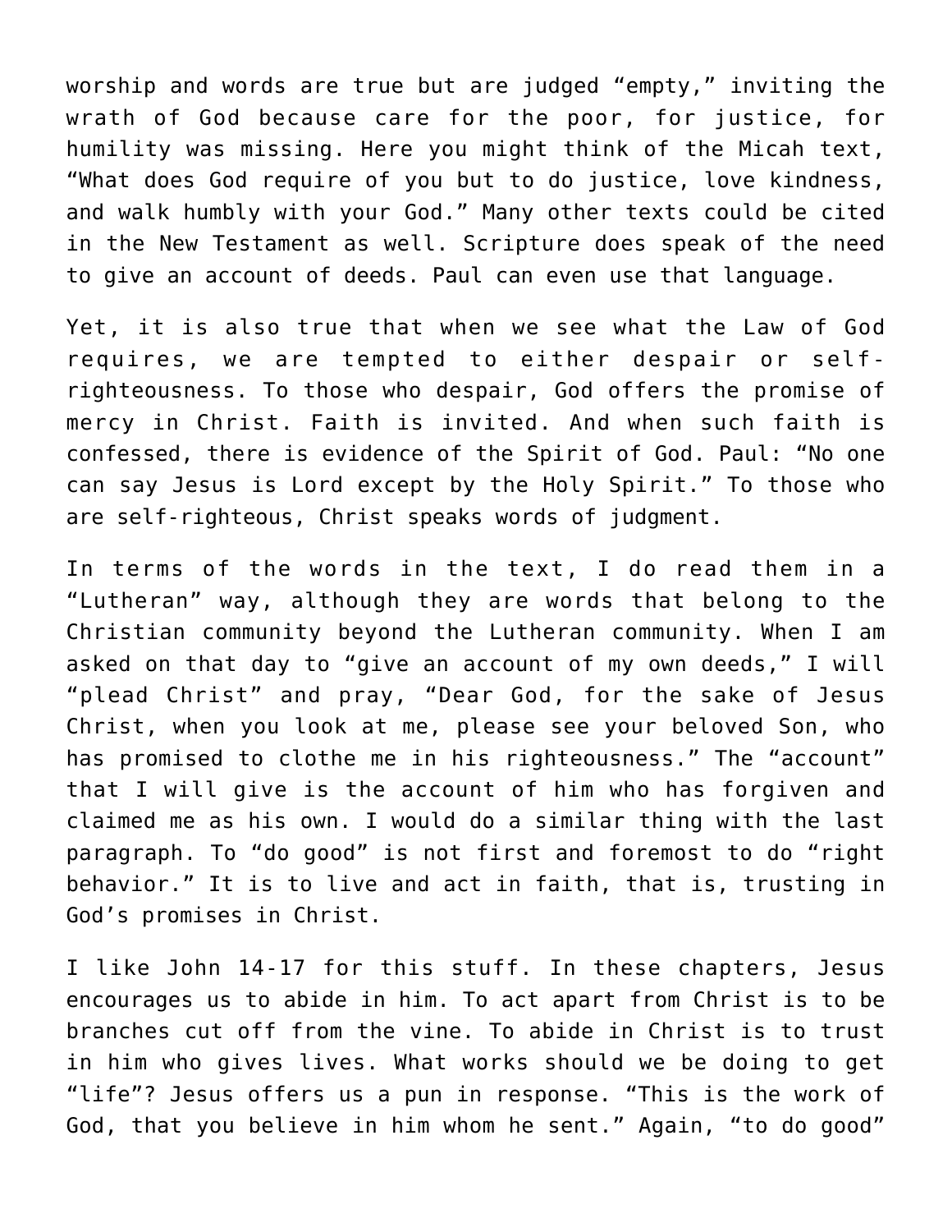worship and words are true but are judged "empty," inviting the wrath of God because care for the poor, for justice, for humility was missing. Here you might think of the Micah text, "What does God require of you but to do justice, love kindness, and walk humbly with your God." Many other texts could be cited in the New Testament as well. Scripture does speak of the need to give an account of deeds. Paul can even use that language.

Yet, it is also true that when we see what the Law of God requires, we are tempted to either despair or self-righteousness. To those who despair, God offers the promise of mercy in Christ. Faith is invited. And when such faith is confessed, there is evidence of the Spirit of God. Paul: "No one can say Jesus is Lord except by the Holy Spirit." To those who are self-righteous, Christ speaks words of judgment.

In terms of the words in the text, I do read them in a "Lutheran" way, although they are words that belong to the Christian community beyond the Lutheran community. When I am asked on that day to "give an account of my own deeds," I will "plead Christ" and pray, "Dear God, for the sake of Jesus Christ, when you look at me, please see your beloved Son, who has promised to clothe me in his righteousness." The "account" that I will give is the account of him who has forgiven and claimed me as his own. I would do a similar thing with the last paragraph. To "do good" is not first and foremost to do "right behavior." It is to live and act in faith, that is, trusting in God's promises in Christ.

I like John 14-17 for this stuff. In these chapters, Jesus encourages us to abide in him. To act apart from Christ is to be branches cut off from the vine. To abide in Christ is to trust in him who gives lives. What works should we be doing to get "life"? Jesus offers us a pun in response. "This is the work of God, that you believe in him whom he sent." Again, "to do good"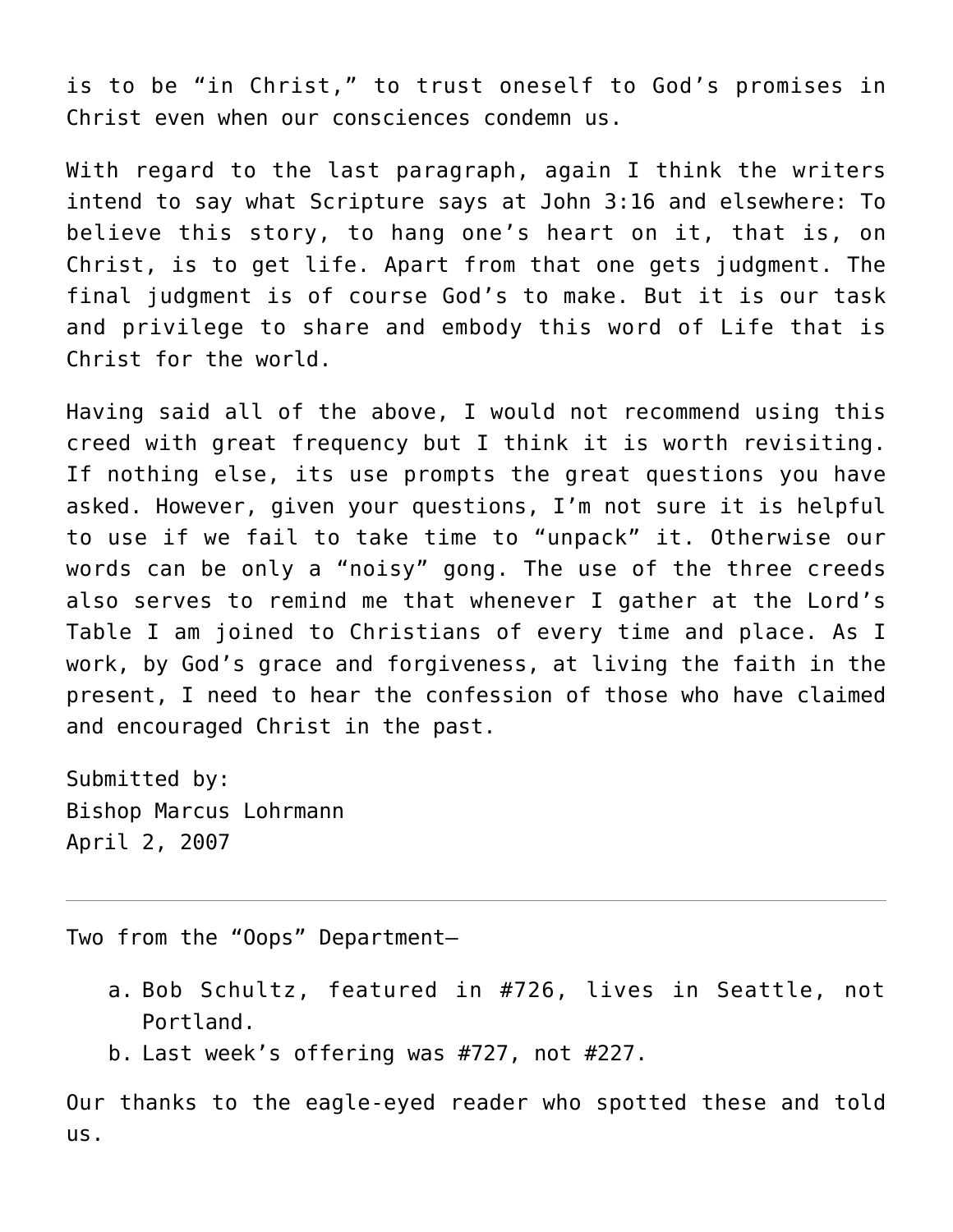is to be “in Christ,” to trust oneself to God’s promises in Christ even when our consciences condemn us.

With regard to the last paragraph, again I think the writers intend to say what Scripture says at John 3:16 and elsewhere: To believe this story, to hang one’s heart on it, that is, on Christ, is to get life. Apart from that one gets judgment. The final judgment is of course God’s to make. But it is our task and privilege to share and embody this word of Life that is Christ for the world.

Having said all of the above, I would not recommend using this creed with great frequency but I think it is worth revisiting. If nothing else, its use prompts the great questions you have asked. However, given your questions, I’m not sure it is helpful to use if we fail to take time to “unpack” it. Otherwise our words can be only a “noisy” gong. The use of the three creeds also serves to remind me that whenever I gather at the Lord’s Table I am joined to Christians of every time and place. As I work, by God’s grace and forgiveness, at living the faith in the present, I need to hear the confession of those who have claimed and encouraged Christ in the past.

Submitted by:  
Bishop Marcus Lohrmann  
April 2, 2007

---

Two from the “Oops” Department—

a. Bob Schultz, featured in #726, lives in Seattle, not Portland.
b. Last week’s offering was #727, not #227.

Our thanks to the eagle-eyed reader who spotted these and told us.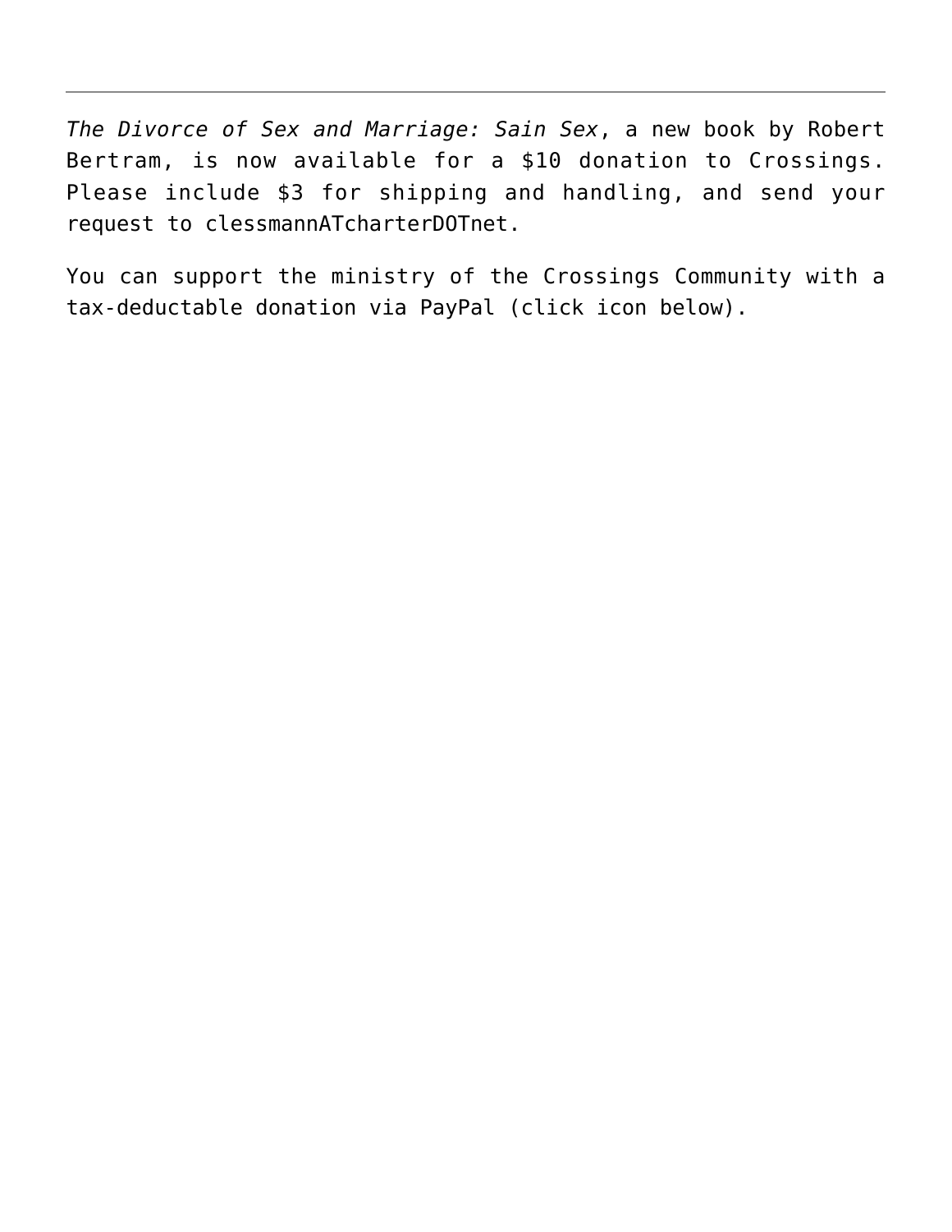---

*The Divorce of Sex and Marriage: Sain Sex*, a new book by Robert Bertram, is now available for a $10 donation to Crossings. Please include $3 for shipping and handling, and send your request to clessmannATcharterDOTnet.

You can support the ministry of the Crossings Community with a tax-deductable donation via PayPal (click icon below).